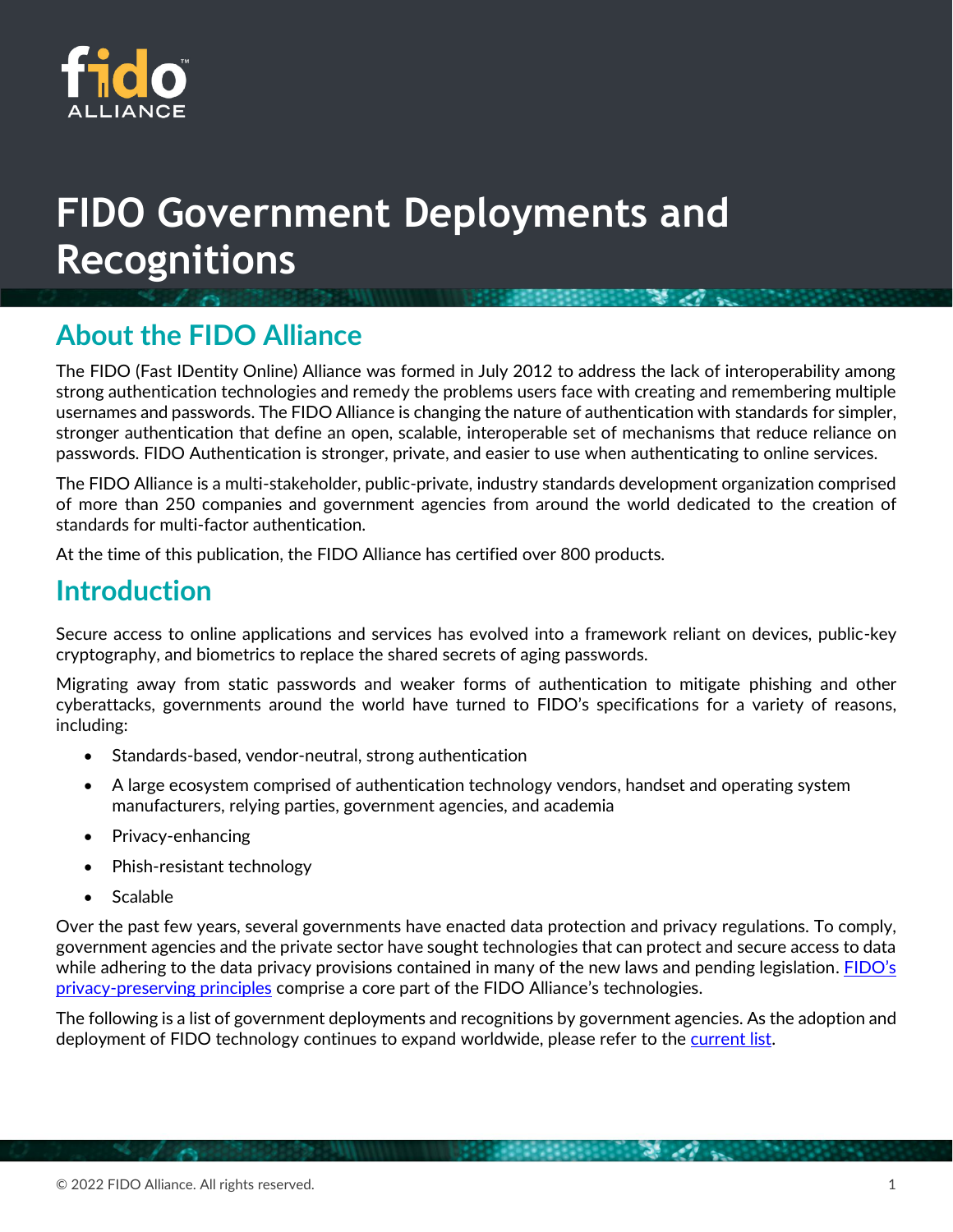# FIDO Government Deployments and Recognitions

## About the FIDO Alliance

The FIDO (Fast IDentity Online) Alliance was formed in July 2012 to address the lack of interoperability among strong authentication technologies and remedy the problems users face with creating and remembering multiple usernames and passwords. The FIDO Alliance is changing the nature of authentication with standards for simpler, stronger authentication that define an open, scalable, interoperable set of mechanisms that reduce reliance on passwords. FIDO Authentication is stronger, private, and easier to use when authenticating to online services.

The FIDO Alliance is a multi-stakeholder, public-private, industry standards development organization comprised of more than 250 companies and government agencies from around the world dedicated to the creation of standards for multi-factor authentication.

At the time of this publication, the FIDO Alliance has certified over 800 products.

## Introduction

Secure access to online applications and services has evolved into a framework reliant on devices, public-key cryptography, and biometrics to replace the shared secrets of aging passwords.

Migrating away from static passwords and weaker forms of authentication to mitigate phishing and other cyberattacks, governments around the world have turned to FIDO's specifications for a variety of reasons, including:

- Standards-based, vendor-neutral, strong authentication
- A large ecosystem comprised of authentication technology vendors, handset and operating system manufacturers, relying parties, government agencies, and academia
- Privacy-enhancing
- Phish-resistant technology
- Scalable

Over the past few years, several governments have enacted data protection and privacy regulations. To comply, government agencies and the private sector have sought technologies that can protect and secure access to data while adhering to the data privacy provisions contained in many of the new laws and pending legislation. FIDO's privacy-preserving principles comprise a core part of the FIDO Alliance's technologies.

The following is a list of government deployments and recognitions by government agencies. As the adoption and deployment of FIDO technology continues to expand worldwide, please refer to the current list.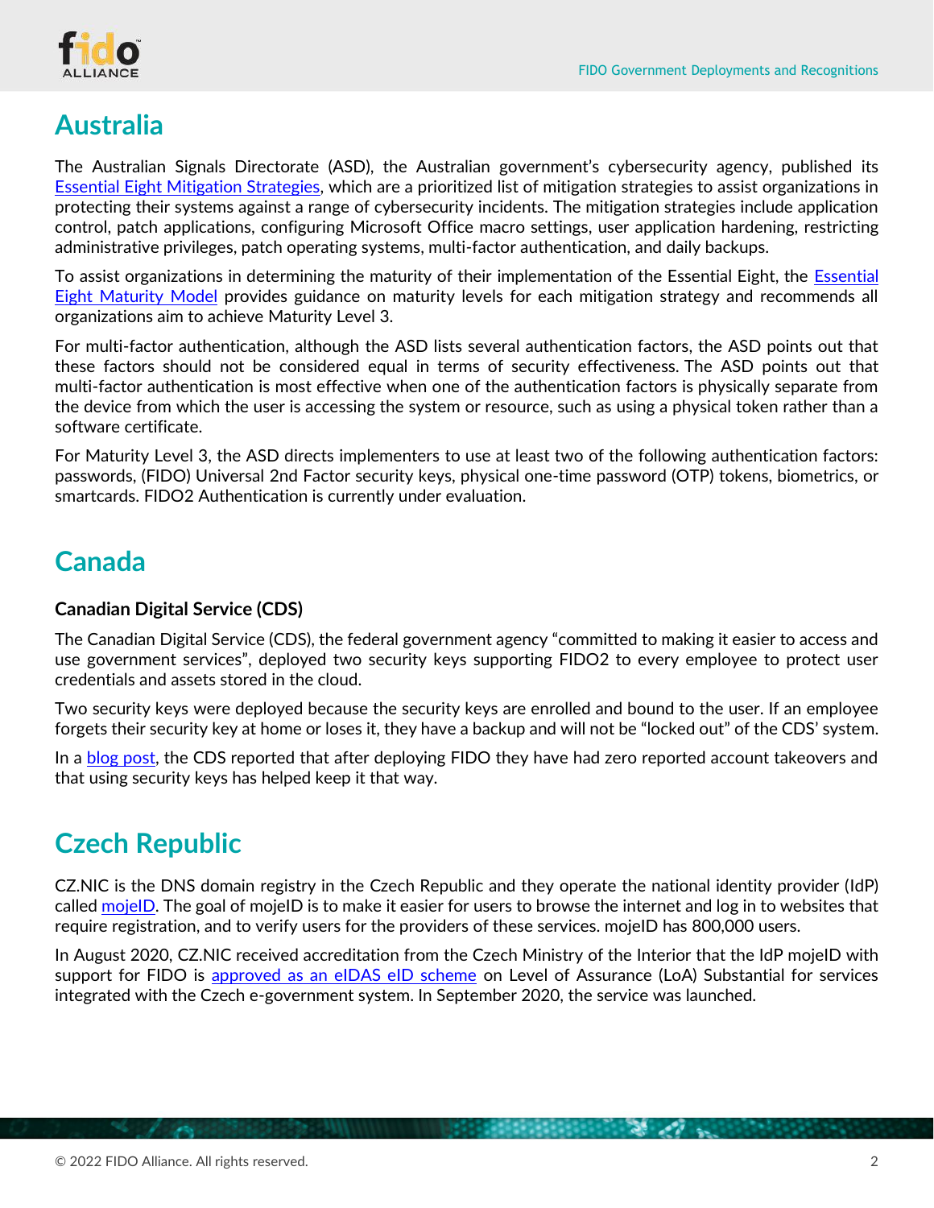# Australia

The Australian Signals Directorate (ASD), the Australian government's cybersecurity agency, published its [Essential Eight Mitigation Strategies](), which are a prioritized list of mitigation strategies to assist organizations in protecting their systems against a range of cybersecurity incidents. The mitigation strategies include application control, patch applications, configuring Microsoft Office macro settings, user application hardening, restricting administrative privileges, patch operating systems, multi-factor authentication, and daily backups.

To assist organizations in determining the maturity of their implementation of the Essential Eight, the [Essential Eight Maturity Model]() provides guidance on maturity levels for each mitigation strategy and recommends all organizations aim to achieve Maturity Level 3.

For multi-factor authentication, although the ASD lists several authentication factors, the ASD points out that these factors should not be considered equal in terms of security effectiveness. The ASD points out that multi-factor authentication is most effective when one of the authentication factors is physically separate from the device from which the user is accessing the system or resource, such as using a physical token rather than a software certificate.

For Maturity Level 3, the ASD directs implementers to use at least two of the following authentication factors: passwords, (FIDO) Universal 2nd Factor security keys, physical one-time password (OTP) tokens, biometrics, or smartcards. FIDO2 Authentication is currently under evaluation.

# Canada

### Canadian Digital Service (CDS)

The Canadian Digital Service (CDS), the federal government agency "committed to making it easier to access and use government services", deployed two security keys supporting FIDO2 to every employee to protect user credentials and assets stored in the cloud.

Two security keys were deployed because the security keys are enrolled and bound to the user. If an employee forgets their security key at home or loses it, they have a backup and will not be "locked out" of the CDS' system.

In a [blog post](), the CDS reported that after deploying FIDO they have had zero reported account takeovers and that using security keys has helped keep it that way.

# Czech Republic

CZ.NIC is the DNS domain registry in the Czech Republic and they operate the national identity provider (IdP) called [mojeID](). The goal of mojeID is to make it easier for users to browse the internet and log in to websites that require registration, and to verify users for the providers of these services. mojeID has 800,000 users.

In August 2020, CZ.NIC received accreditation from the Czech Ministry of the Interior that the IdP mojeID with support for FIDO is [approved as an eIDAS eID scheme]() on Level of Assurance (LoA) Substantial for services integrated with the Czech e-government system. In September 2020, the service was launched.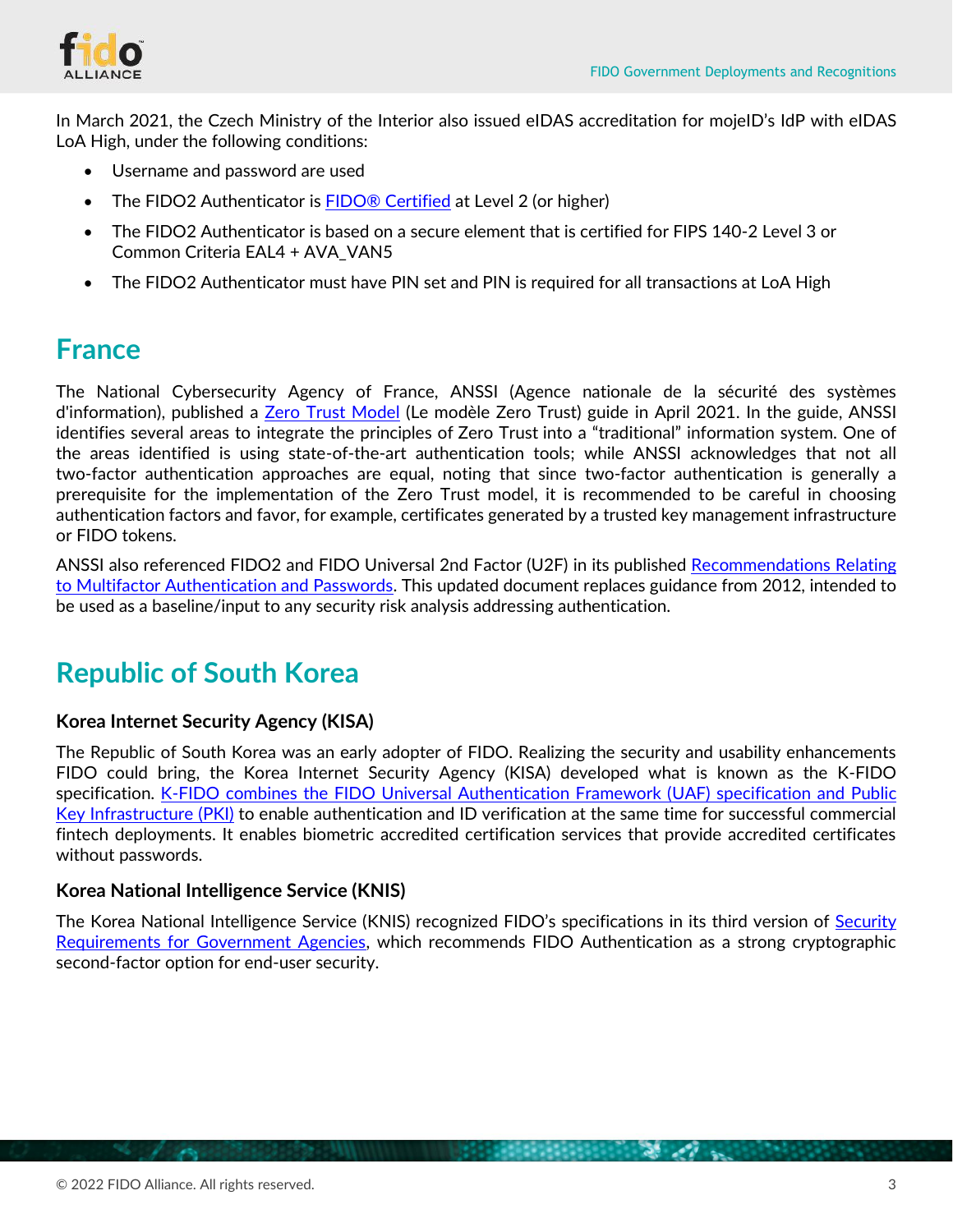In March 2021, the Czech Ministry of the Interior also issued eIDAS accreditation for mojeID's IdP with eIDAS LoA High, under the following conditions:

- Username and password are used
- The FIDO2 Authenticator is FIDO® Certified at Level 2 (or higher)
- The FIDO2 Authenticator is based on a secure element that is certified for FIPS 140-2 Level 3 or Common Criteria EAL4 + AVA_VAN5
- The FIDO2 Authenticator must have PIN set and PIN is required for all transactions at LoA High

## France

The National Cybersecurity Agency of France, ANSSI (Agence nationale de la sécurité des systèmes d'information), published a Zero Trust Model (Le modèle Zero Trust) guide in April 2021. In the guide, ANSSI identifies several areas to integrate the principles of Zero Trust into a "traditional" information system. One of the areas identified is using state-of-the-art authentication tools; while ANSSI acknowledges that not all two-factor authentication approaches are equal, noting that since two-factor authentication is generally a prerequisite for the implementation of the Zero Trust model, it is recommended to be careful in choosing authentication factors and favor, for example, certificates generated by a trusted key management infrastructure or FIDO tokens.

ANSSI also referenced FIDO2 and FIDO Universal 2nd Factor (U2F) in its published Recommendations Relating to Multifactor Authentication and Passwords. This updated document replaces guidance from 2012, intended to be used as a baseline/input to any security risk analysis addressing authentication.

## Republic of South Korea

### Korea Internet Security Agency (KISA)

The Republic of South Korea was an early adopter of FIDO. Realizing the security and usability enhancements FIDO could bring, the Korea Internet Security Agency (KISA) developed what is known as the K-FIDO specification. K-FIDO combines the FIDO Universal Authentication Framework (UAF) specification and Public Key Infrastructure (PKI) to enable authentication and ID verification at the same time for successful commercial fintech deployments. It enables biometric accredited certification services that provide accredited certificates without passwords.

### Korea National Intelligence Service (KNIS)

The Korea National Intelligence Service (KNIS) recognized FIDO's specifications in its third version of Security Requirements for Government Agencies, which recommends FIDO Authentication as a strong cryptographic second-factor option for end-user security.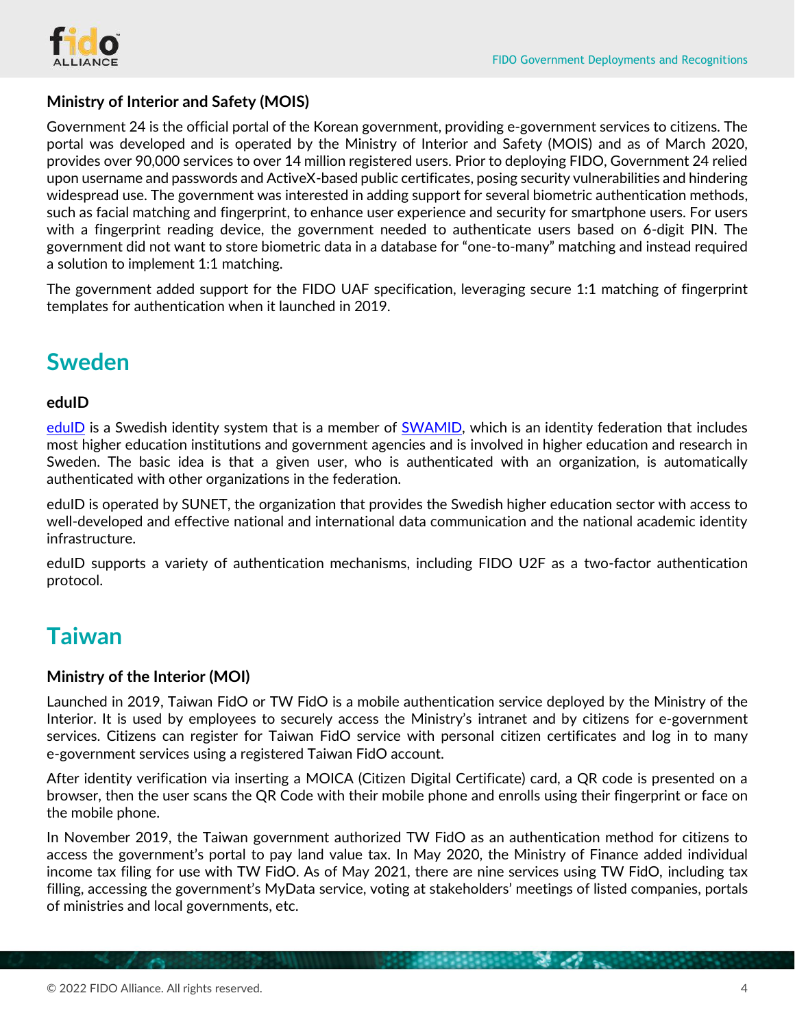### Ministry of Interior and Safety (MOIS)

Government 24 is the official portal of the Korean government, providing e-government services to citizens. The portal was developed and is operated by the Ministry of Interior and Safety (MOIS) and as of March 2020, provides over 90,000 services to over 14 million registered users. Prior to deploying FIDO, Government 24 relied upon username and passwords and ActiveX-based public certificates, posing security vulnerabilities and hindering widespread use. The government was interested in adding support for several biometric authentication methods, such as facial matching and fingerprint, to enhance user experience and security for smartphone users. For users with a fingerprint reading device, the government needed to authenticate users based on 6-digit PIN. The government did not want to store biometric data in a database for "one-to-many" matching and instead required a solution to implement 1:1 matching.

The government added support for the FIDO UAF specification, leveraging secure 1:1 matching of fingerprint templates for authentication when it launched in 2019.

## Sweden

### eduID

eduID is a Swedish identity system that is a member of SWAMID, which is an identity federation that includes most higher education institutions and government agencies and is involved in higher education and research in Sweden. The basic idea is that a given user, who is authenticated with an organization, is automatically authenticated with other organizations in the federation.

eduID is operated by SUNET, the organization that provides the Swedish higher education sector with access to well-developed and effective national and international data communication and the national academic identity infrastructure.

eduID supports a variety of authentication mechanisms, including FIDO U2F as a two-factor authentication protocol.

## Taiwan

### Ministry of the Interior (MOI)

Launched in 2019, Taiwan FidO or TW FidO is a mobile authentication service deployed by the Ministry of the Interior. It is used by employees to securely access the Ministry's intranet and by citizens for e-government services. Citizens can register for Taiwan FidO service with personal citizen certificates and log in to many e-government services using a registered Taiwan FidO account.

After identity verification via inserting a MOICA (Citizen Digital Certificate) card, a QR code is presented on a browser, then the user scans the QR Code with their mobile phone and enrolls using their fingerprint or face on the mobile phone.

In November 2019, the Taiwan government authorized TW FidO as an authentication method for citizens to access the government's portal to pay land value tax. In May 2020, the Ministry of Finance added individual income tax filing for use with TW FidO. As of May 2021, there are nine services using TW FidO, including tax filling, accessing the government's MyData service, voting at stakeholders' meetings of listed companies, portals of ministries and local governments, etc.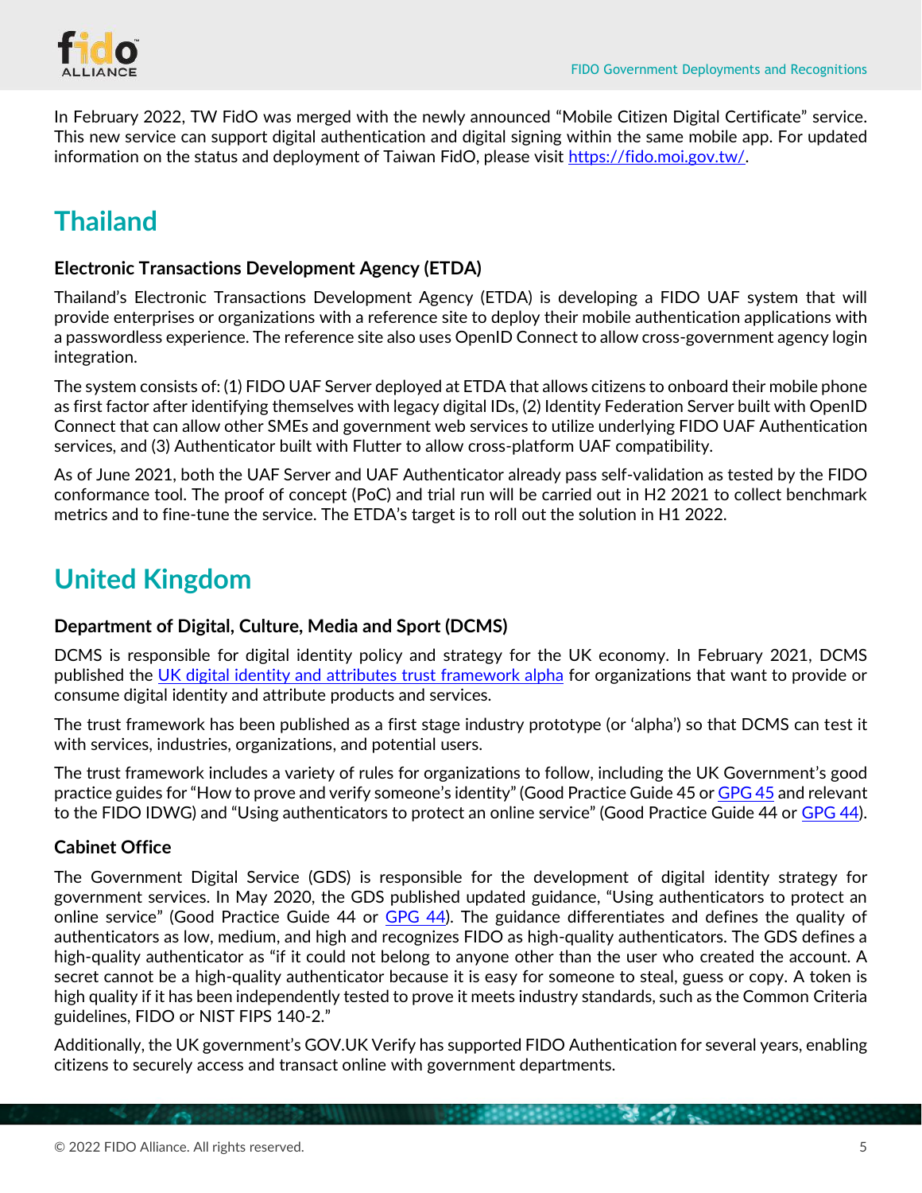In February 2022, TW FidO was merged with the newly announced "Mobile Citizen Digital Certificate" service. This new service can support digital authentication and digital signing within the same mobile app. For updated information on the status and deployment of Taiwan FidO, please visit [https://fido.moi.gov.tw/](https://fido.moi.gov.tw/).

## Thailand

### Electronic Transactions Development Agency (ETDA)

Thailand's Electronic Transactions Development Agency (ETDA) is developing a FIDO UAF system that will provide enterprises or organizations with a reference site to deploy their mobile authentication applications with a passwordless experience. The reference site also uses OpenID Connect to allow cross-government agency login integration.

The system consists of: (1) FIDO UAF Server deployed at ETDA that allows citizens to onboard their mobile phone as first factor after identifying themselves with legacy digital IDs, (2) Identity Federation Server built with OpenID Connect that can allow other SMEs and government web services to utilize underlying FIDO UAF Authentication services, and (3) Authenticator built with Flutter to allow cross-platform UAF compatibility.

As of June 2021, both the UAF Server and UAF Authenticator already pass self-validation as tested by the FIDO conformance tool. The proof of concept (PoC) and trial run will be carried out in H2 2021 to collect benchmark metrics and to fine-tune the service. The ETDA's target is to roll out the solution in H1 2022.

## United Kingdom

### Department of Digital, Culture, Media and Sport (DCMS)

DCMS is responsible for digital identity policy and strategy for the UK economy. In February 2021, DCMS published the UK digital identity and attributes trust framework alpha for organizations that want to provide or consume digital identity and attribute products and services.

The trust framework has been published as a first stage industry prototype (or 'alpha') so that DCMS can test it with services, industries, organizations, and potential users.

The trust framework includes a variety of rules for organizations to follow, including the UK Government's good practice guides for "How to prove and verify someone's identity" (Good Practice Guide 45 or GPG 45 and relevant to the FIDO IDWG) and "Using authenticators to protect an online service" (Good Practice Guide 44 or GPG 44).

### Cabinet Office

The Government Digital Service (GDS) is responsible for the development of digital identity strategy for government services. In May 2020, the GDS published updated guidance, "Using authenticators to protect an online service" (Good Practice Guide 44 or GPG 44). The guidance differentiates and defines the quality of authenticators as low, medium, and high and recognizes FIDO as high-quality authenticators. The GDS defines a high-quality authenticator as "if it could not belong to anyone other than the user who created the account. A secret cannot be a high-quality authenticator because it is easy for someone to steal, guess or copy. A token is high quality if it has been independently tested to prove it meets industry standards, such as the Common Criteria guidelines, FIDO or NIST FIPS 140-2."

Additionally, the UK government's GOV.UK Verify has supported FIDO Authentication for several years, enabling citizens to securely access and transact online with government departments.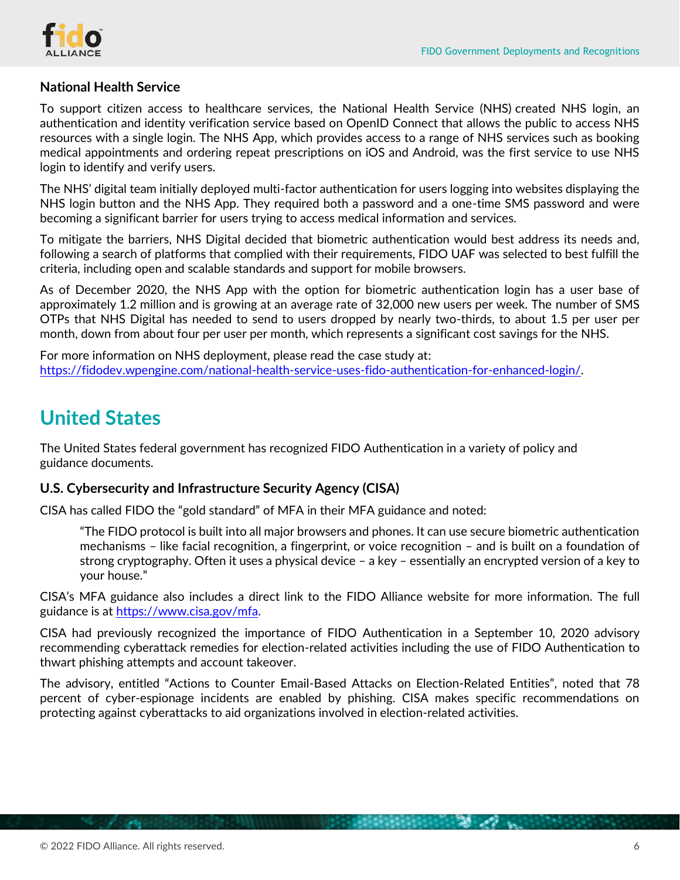### National Health Service

To support citizen access to healthcare services, the National Health Service (NHS) created NHS login, an authentication and identity verification service based on OpenID Connect that allows the public to access NHS resources with a single login. The NHS App, which provides access to a range of NHS services such as booking medical appointments and ordering repeat prescriptions on iOS and Android, was the first service to use NHS login to identify and verify users.

The NHS' digital team initially deployed multi-factor authentication for users logging into websites displaying the NHS login button and the NHS App. They required both a password and a one-time SMS password and were becoming a significant barrier for users trying to access medical information and services.

To mitigate the barriers, NHS Digital decided that biometric authentication would best address its needs and, following a search of platforms that complied with their requirements, FIDO UAF was selected to best fulfill the criteria, including open and scalable standards and support for mobile browsers.

As of December 2020, the NHS App with the option for biometric authentication login has a user base of approximately 1.2 million and is growing at an average rate of 32,000 new users per week. The number of SMS OTPs that NHS Digital has needed to send to users dropped by nearly two-thirds, to about 1.5 per user per month, down from about four per user per month, which represents a significant cost savings for the NHS.

For more information on NHS deployment, please read the case study at:
https://fidodev.wpengine.com/national-health-service-uses-fido-authentication-for-enhanced-login/.

## United States

The United States federal government has recognized FIDO Authentication in a variety of policy and guidance documents.

### U.S. Cybersecurity and Infrastructure Security Agency (CISA)

CISA has called FIDO the "gold standard" of MFA in their MFA guidance and noted:

> "The FIDO protocol is built into all major browsers and phones. It can use secure biometric authentication mechanisms – like facial recognition, a fingerprint, or voice recognition – and is built on a foundation of strong cryptography. Often it uses a physical device – a key – essentially an encrypted version of a key to your house."

CISA's MFA guidance also includes a direct link to the FIDO Alliance website for more information. The full guidance is at https://www.cisa.gov/mfa.

CISA had previously recognized the importance of FIDO Authentication in a September 10, 2020 advisory recommending cyberattack remedies for election-related activities including the use of FIDO Authentication to thwart phishing attempts and account takeover.

The advisory, entitled "Actions to Counter Email-Based Attacks on Election-Related Entities", noted that 78 percent of cyber-espionage incidents are enabled by phishing. CISA makes specific recommendations on protecting against cyberattacks to aid organizations involved in election-related activities.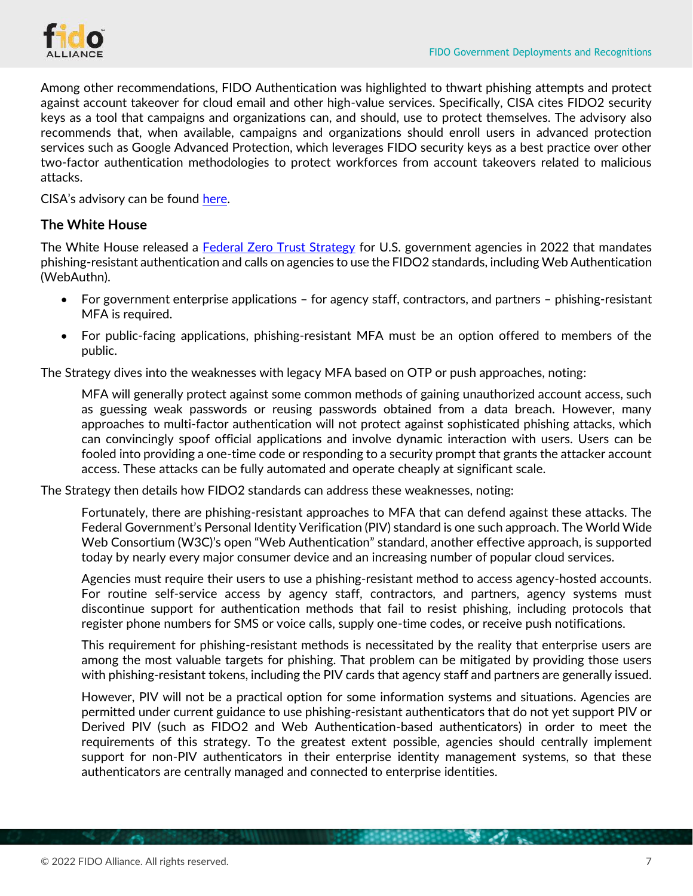Among other recommendations, FIDO Authentication was highlighted to thwart phishing attempts and protect against account takeover for cloud email and other high-value services. Specifically, CISA cites FIDO2 security keys as a tool that campaigns and organizations can, and should, use to protect themselves. The advisory also recommends that, when available, campaigns and organizations should enroll users in advanced protection services such as Google Advanced Protection, which leverages FIDO security keys as a best practice over other two-factor authentication methodologies to protect workforces from account takeovers related to malicious attacks.

CISA's advisory can be found [here](#).

### The White House

The White House released a [Federal Zero Trust Strategy](#) for U.S. government agencies in 2022 that mandates phishing-resistant authentication and calls on agencies to use the FIDO2 standards, including Web Authentication (WebAuthn).

- For government enterprise applications – for agency staff, contractors, and partners – phishing-resistant MFA is required.
- For public-facing applications, phishing-resistant MFA must be an option offered to members of the public.

The Strategy dives into the weaknesses with legacy MFA based on OTP or push approaches, noting:

> MFA will generally protect against some common methods of gaining unauthorized account access, such as guessing weak passwords or reusing passwords obtained from a data breach. However, many approaches to multi-factor authentication will not protect against sophisticated phishing attacks, which can convincingly spoof official applications and involve dynamic interaction with users. Users can be fooled into providing a one-time code or responding to a security prompt that grants the attacker account access. These attacks can be fully automated and operate cheaply at significant scale.

The Strategy then details how FIDO2 standards can address these weaknesses, noting:

> Fortunately, there are phishing-resistant approaches to MFA that can defend against these attacks. The Federal Government's Personal Identity Verification (PIV) standard is one such approach. The World Wide Web Consortium (W3C)'s open "Web Authentication" standard, another effective approach, is supported today by nearly every major consumer device and an increasing number of popular cloud services.
>
> Agencies must require their users to use a phishing-resistant method to access agency-hosted accounts. For routine self-service access by agency staff, contractors, and partners, agency systems must discontinue support for authentication methods that fail to resist phishing, including protocols that register phone numbers for SMS or voice calls, supply one-time codes, or receive push notifications.
>
> This requirement for phishing-resistant methods is necessitated by the reality that enterprise users are among the most valuable targets for phishing. That problem can be mitigated by providing those users with phishing-resistant tokens, including the PIV cards that agency staff and partners are generally issued.
>
> However, PIV will not be a practical option for some information systems and situations. Agencies are permitted under current guidance to use phishing-resistant authenticators that do not yet support PIV or Derived PIV (such as FIDO2 and Web Authentication-based authenticators) in order to meet the requirements of this strategy. To the greatest extent possible, agencies should centrally implement support for non-PIV authenticators in their enterprise identity management systems, so that these authenticators are centrally managed and connected to enterprise identities.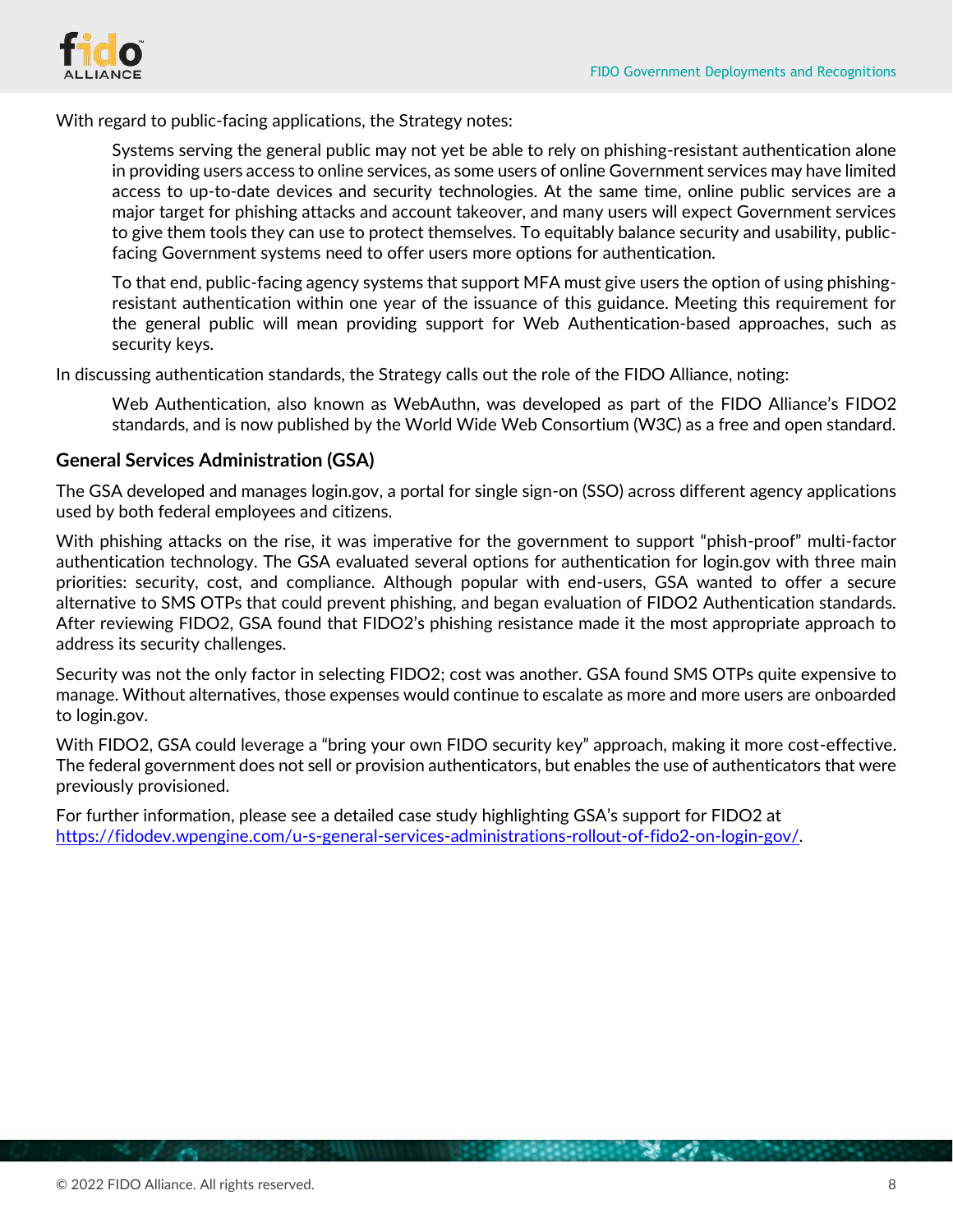With regard to public-facing applications, the Strategy notes:

> Systems serving the general public may not yet be able to rely on phishing-resistant authentication alone in providing users access to online services, as some users of online Government services may have limited access to up-to-date devices and security technologies. At the same time, online public services are a major target for phishing attacks and account takeover, and many users will expect Government services to give them tools they can use to protect themselves. To equitably balance security and usability, public-facing Government systems need to offer users more options for authentication.
>
> To that end, public-facing agency systems that support MFA must give users the option of using phishing-resistant authentication within one year of the issuance of this guidance. Meeting this requirement for the general public will mean providing support for Web Authentication-based approaches, such as security keys.

In discussing authentication standards, the Strategy calls out the role of the FIDO Alliance, noting:

> Web Authentication, also known as WebAuthn, was developed as part of the FIDO Alliance's FIDO2 standards, and is now published by the World Wide Web Consortium (W3C) as a free and open standard.

### General Services Administration (GSA)

The GSA developed and manages login.gov, a portal for single sign-on (SSO) across different agency applications used by both federal employees and citizens.

With phishing attacks on the rise, it was imperative for the government to support "phish-proof" multi-factor authentication technology. The GSA evaluated several options for authentication for login.gov with three main priorities: security, cost, and compliance. Although popular with end-users, GSA wanted to offer a secure alternative to SMS OTPs that could prevent phishing, and began evaluation of FIDO2 Authentication standards. After reviewing FIDO2, GSA found that FIDO2's phishing resistance made it the most appropriate approach to address its security challenges.

Security was not the only factor in selecting FIDO2; cost was another. GSA found SMS OTPs quite expensive to manage. Without alternatives, those expenses would continue to escalate as more and more users are onboarded to login.gov.

With FIDO2, GSA could leverage a "bring your own FIDO security key" approach, making it more cost-effective. The federal government does not sell or provision authenticators, but enables the use of authenticators that were previously provisioned.

For further information, please see a detailed case study highlighting GSA's support for FIDO2 at https://fidodev.wpengine.com/u-s-general-services-administrations-rollout-of-fido2-on-login-gov/.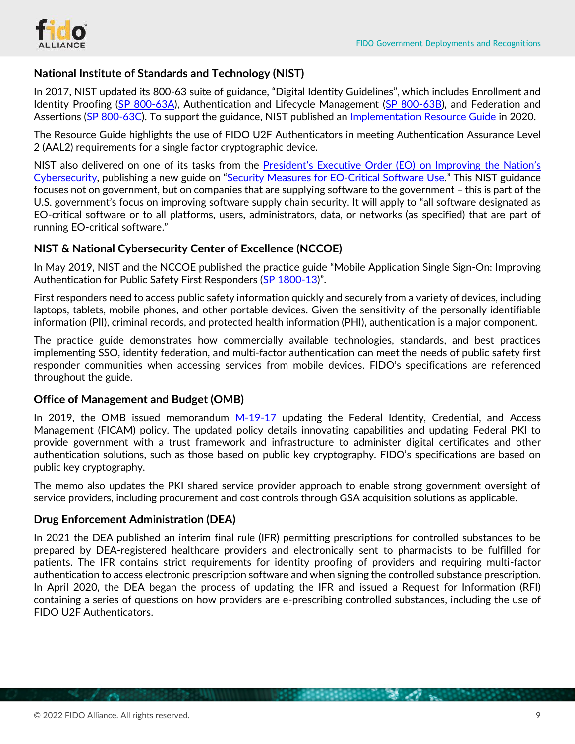### National Institute of Standards and Technology (NIST)

In 2017, NIST updated its 800-63 suite of guidance, "Digital Identity Guidelines", which includes Enrollment and Identity Proofing (SP 800-63A), Authentication and Lifecycle Management (SP 800-63B), and Federation and Assertions (SP 800-63C). To support the guidance, NIST published an Implementation Resource Guide in 2020.

The Resource Guide highlights the use of FIDO U2F Authenticators in meeting Authentication Assurance Level 2 (AAL2) requirements for a single factor cryptographic device.

NIST also delivered on one of its tasks from the President's Executive Order (EO) on Improving the Nation's Cybersecurity, publishing a new guide on "Security Measures for EO-Critical Software Use." This NIST guidance focuses not on government, but on companies that are supplying software to the government – this is part of the U.S. government's focus on improving software supply chain security. It will apply to "all software designated as EO-critical software or to all platforms, users, administrators, data, or networks (as specified) that are part of running EO-critical software."

### NIST & National Cybersecurity Center of Excellence (NCCOE)

In May 2019, NIST and the NCCOE published the practice guide "Mobile Application Single Sign-On: Improving Authentication for Public Safety First Responders (SP 1800-13)".

First responders need to access public safety information quickly and securely from a variety of devices, including laptops, tablets, mobile phones, and other portable devices. Given the sensitivity of the personally identifiable information (PII), criminal records, and protected health information (PHI), authentication is a major component.

The practice guide demonstrates how commercially available technologies, standards, and best practices implementing SSO, identity federation, and multi-factor authentication can meet the needs of public safety first responder communities when accessing services from mobile devices. FIDO's specifications are referenced throughout the guide.

### Office of Management and Budget (OMB)

In 2019, the OMB issued memorandum M-19-17 updating the Federal Identity, Credential, and Access Management (FICAM) policy. The updated policy details innovating capabilities and updating Federal PKI to provide government with a trust framework and infrastructure to administer digital certificates and other authentication solutions, such as those based on public key cryptography. FIDO's specifications are based on public key cryptography.

The memo also updates the PKI shared service provider approach to enable strong government oversight of service providers, including procurement and cost controls through GSA acquisition solutions as applicable.

### Drug Enforcement Administration (DEA)

In 2021 the DEA published an interim final rule (IFR) permitting prescriptions for controlled substances to be prepared by DEA-registered healthcare providers and electronically sent to pharmacists to be fulfilled for patients. The IFR contains strict requirements for identity proofing of providers and requiring multi-factor authentication to access electronic prescription software and when signing the controlled substance prescription. In April 2020, the DEA began the process of updating the IFR and issued a Request for Information (RFI) containing a series of questions on how providers are e-prescribing controlled substances, including the use of FIDO U2F Authenticators.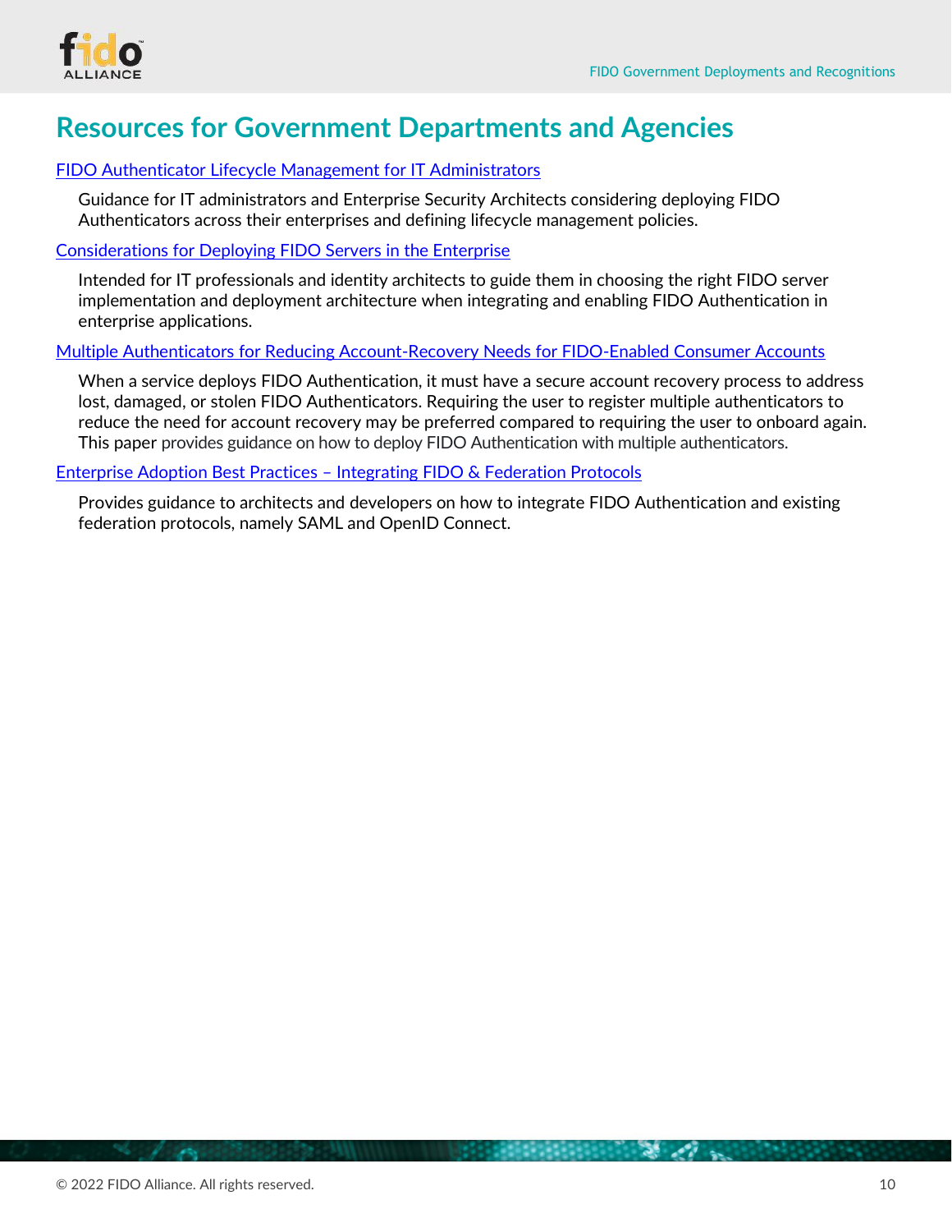## Resources for Government Departments and Agencies

FIDO Authenticator Lifecycle Management for IT Administrators

Guidance for IT administrators and Enterprise Security Architects considering deploying FIDO Authenticators across their enterprises and defining lifecycle management policies.

Considerations for Deploying FIDO Servers in the Enterprise

Intended for IT professionals and identity architects to guide them in choosing the right FIDO server implementation and deployment architecture when integrating and enabling FIDO Authentication in enterprise applications.

Multiple Authenticators for Reducing Account-Recovery Needs for FIDO-Enabled Consumer Accounts

When a service deploys FIDO Authentication, it must have a secure account recovery process to address lost, damaged, or stolen FIDO Authenticators. Requiring the user to register multiple authenticators to reduce the need for account recovery may be preferred compared to requiring the user to onboard again. This paper provides guidance on how to deploy FIDO Authentication with multiple authenticators.

Enterprise Adoption Best Practices – Integrating FIDO & Federation Protocols

Provides guidance to architects and developers on how to integrate FIDO Authentication and existing federation protocols, namely SAML and OpenID Connect.